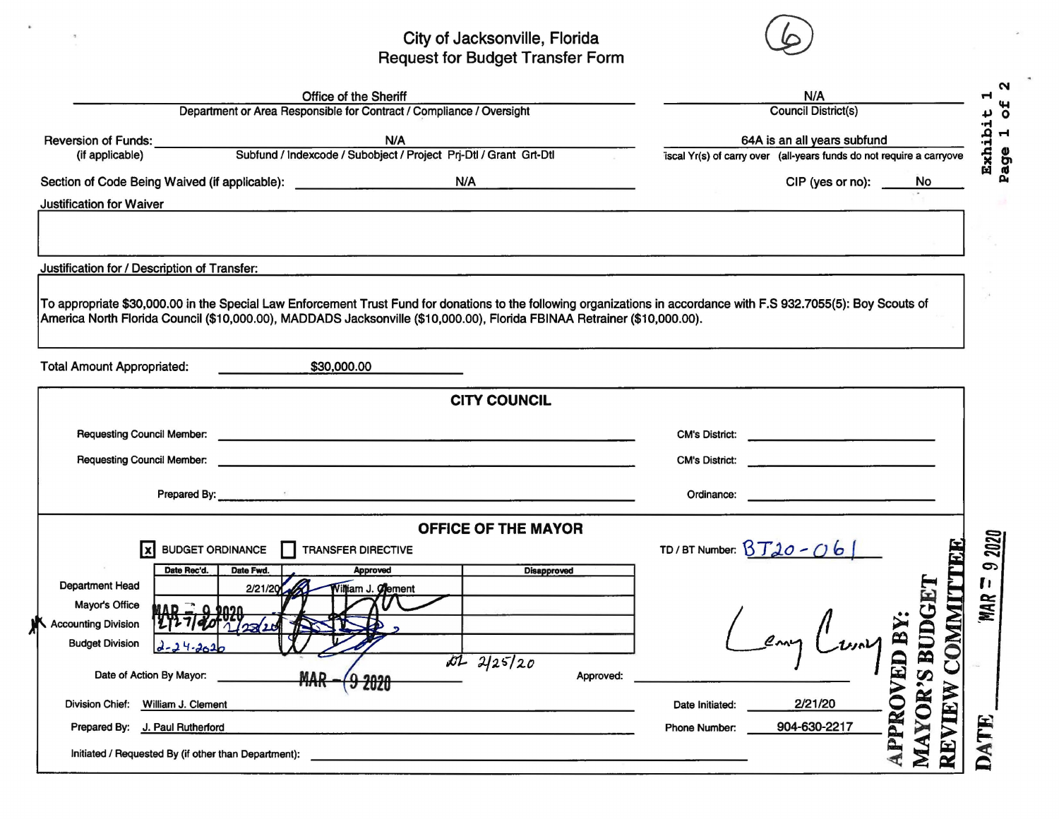(6)

# City of Jacksonville, Florida
## Request for Budget Transfer Form

Exhibit 1
Page 1 of 2

| | |
|---|---|
| **Department or Area Responsible for Contract / Compliance / Oversight:** Office of the Sheriff | **Council District(s):** N/A |
| **Reversion of Funds:** (if applicable) — Subfund / Indexcode / Subobject / Project Prj-Dtl / Grant Grt-Dtl: N/A | **Fiscal Yr(s) of carry over** (all-years funds do not require a carryover): 64A is an all years subfund |
| **Section of Code Being Waived (if applicable):** N/A | **CIP (yes or no):** No |

**Justification for Waiver**

(blank)

**Justification for / Description of Transfer:**

To appropriate $30,000.00 in the Special Law Enforcement Trust Fund for donations to the following organizations in accordance with F.S 932.7055(5): Boy Scouts of America North Florida Council ($10,000.00), MADDADS Jacksonville ($10,000.00), Florida FBINAA Retrainer ($10,000.00).

**Total Amount Appropriated:** $30,000.00

### CITY COUNCIL

Requesting Council Member: ______ CM's District: ______

Requesting Council Member: ______ CM's District: ______

Prepared By: ______ Ordinance: ______

### OFFICE OF THE MAYOR

[x] BUDGET ORDINANCE [ ] TRANSFER DIRECTIVE

TD / BT Number: BJ20-061

| | Date Rec'd. | Date Fwd. | Approved | Disapproved |
|---|---|---|---|---|
| Department Head | | 2/21/20 | William J. Clement (signature) | |
| Mayor's Office | MAR - 9 2020 | | (signature) | |
| Accounting Division | 2/27/20 | 2/28/20 | (signature) | |
| Budget Division | 2-24-2020 | | (signature) | |

DL 2/25/20

Date of Action By Mayor: MAR - 9 2020

Approved: Lenny Curry (signature)

Division Chief: William J. Clement

Prepared By: J. Paul Rutherford

Date Initiated: 2/21/20

Phone Number: 904-630-2217

Initiated / Requested By (if other than Department): ______

APPROVED BY: MAYOR'S BUDGET REVIEW COMMITTEE

DATE MAR - 9 2020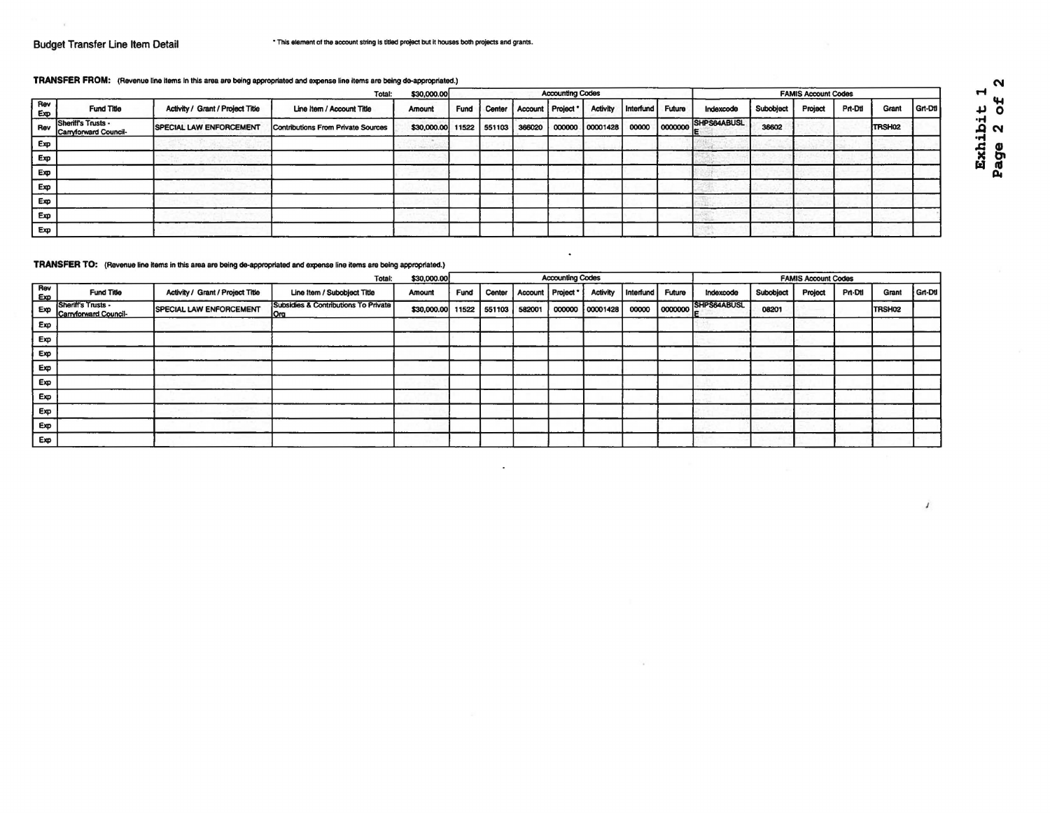Budget Transfer Line Item Detail

* This element of the account string is titled project but it houses both projects and grants.

**TRANSFER FROM:** (Revenue line items in this area are being appropriated and expense line items are being de-appropriated.)

| | | | Total: | $30,000.00 | Accounting Codes | | | | | | | FAMIS Account Codes | | | | | |
|---|---|---|---|---|---|---|---|---|---|---|---|---|---|---|---|---|---|
| Rev Exp | Fund Title | Activity / Grant / Project Title | Line Item / Account Title | Amount | Fund | Center | Account | Project * | Activity | Interfund | Future | Indexcode | Subobject | Project | Prt-Dtl | Grant | Grt-Dtl |
| Rev | Sheriff's Trusts - Carryforward Council- | SPECIAL LAW ENFORCEMENT | Contributions From Private Sources | $30,000.00 | 11522 | 551103 | 366020 | 000000 | 00001428 | 00000 | 0000000 | SHPS64ABUSLE | 36602 | | | TRSH02 | |
| Exp | | | | | | | | | | | | | | | | | |
| Exp | | | | | | | | | | | | | | | | | |
| Exp | | | | | | | | | | | | | | | | | |
| Exp | | | | | | | | | | | | | | | | | |
| Exp | | | | | | | | | | | | | | | | | |
| Exp | | | | | | | | | | | | | | | | | |
| Exp | | | | | | | | | | | | | | | | | |

**TRANSFER TO:** (Revenue line items in this area are being de-appropriated and expense line items are being appropriated.)

| | | | Total: | $30,000.00 | Accounting Codes | | | | | | | FAMIS Account Codes | | | | | |
|---|---|---|---|---|---|---|---|---|---|---|---|---|---|---|---|---|---|
| Rev Exp | Fund Title | Activity / Grant / Project Title | Line Item / Subobject Title | Amount | Fund | Center | Account | Project * | Activity | Interfund | Future | Indexcode | Subobject | Project | Prt-Dtl | Grant | Grt-Dtl |
| Exp | Sheriff's Trusts - Carryforward Council- | SPECIAL LAW ENFORCEMENT | Subsidies & Contributions To Private Org | $30,000.00 | 11522 | 551103 | 582001 | 000000 | 00001428 | 00000 | 0000000 | SHPS64ABUSLE | 08201 | | | TRSH02 | |
| Exp | | | | | | | | | | | | | | | | | |
| Exp | | | | | | | | | | | | | | | | | |
| Exp | | | | | | | | | | | | | | | | | |
| Exp | | | | | | | | | | | | | | | | | |
| Exp | | | | | | | | | | | | | | | | | |
| Exp | | | | | | | | | | | | | | | | | |
| Exp | | | | | | | | | | | | | | | | | |
| Exp | | | | | | | | | | | | | | | | | |
| Exp | | | | | | | | | | | | | | | | | |

Exhibit 1